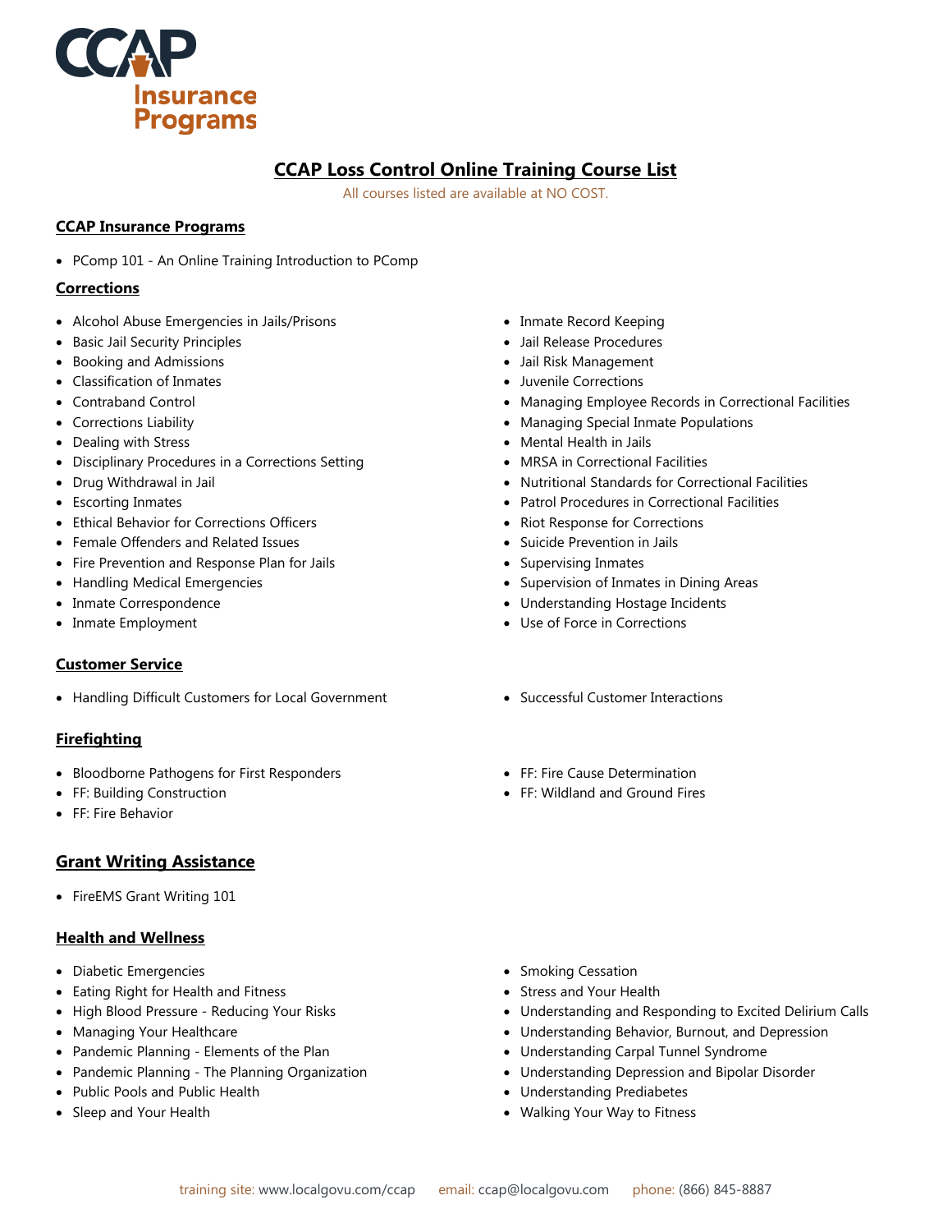CCAP Insurance Programs

# CCAP Loss Control Online Training Course List

All courses listed are available at NO COST.

## CCAP Insurance Programs

- PComp 101 - An Online Training Introduction to PComp

## Corrections

- Alcohol Abuse Emergencies in Jails/Prisons
- Basic Jail Security Principles
- Booking and Admissions
- Classification of Inmates
- Contraband Control
- Corrections Liability
- Dealing with Stress
- Disciplinary Procedures in a Corrections Setting
- Drug Withdrawal in Jail
- Escorting Inmates
- Ethical Behavior for Corrections Officers
- Female Offenders and Related Issues
- Fire Prevention and Response Plan for Jails
- Handling Medical Emergencies
- Inmate Correspondence
- Inmate Employment
- Inmate Record Keeping
- Jail Release Procedures
- Jail Risk Management
- Juvenile Corrections
- Managing Employee Records in Correctional Facilities
- Managing Special Inmate Populations
- Mental Health in Jails
- MRSA in Correctional Facilities
- Nutritional Standards for Correctional Facilities
- Patrol Procedures in Correctional Facilities
- Riot Response for Corrections
- Suicide Prevention in Jails
- Supervising Inmates
- Supervision of Inmates in Dining Areas
- Understanding Hostage Incidents
- Use of Force in Corrections

## Customer Service

- Handling Difficult Customers for Local Government
- Successful Customer Interactions

## Firefighting

- Bloodborne Pathogens for First Responders
- FF: Building Construction
- FF: Fire Behavior
- FF: Fire Cause Determination
- FF: Wildland and Ground Fires

## Grant Writing Assistance

- FireEMS Grant Writing 101

## Health and Wellness

- Diabetic Emergencies
- Eating Right for Health and Fitness
- High Blood Pressure - Reducing Your Risks
- Managing Your Healthcare
- Pandemic Planning - Elements of the Plan
- Pandemic Planning - The Planning Organization
- Public Pools and Public Health
- Sleep and Your Health
- Smoking Cessation
- Stress and Your Health
- Understanding and Responding to Excited Delirium Calls
- Understanding Behavior, Burnout, and Depression
- Understanding Carpal Tunnel Syndrome
- Understanding Depression and Bipolar Disorder
- Understanding Prediabetes
- Walking Your Way to Fitness

training site: www.localgovu.com/ccap    email: ccap@localgovu.com    phone: (866) 845-8887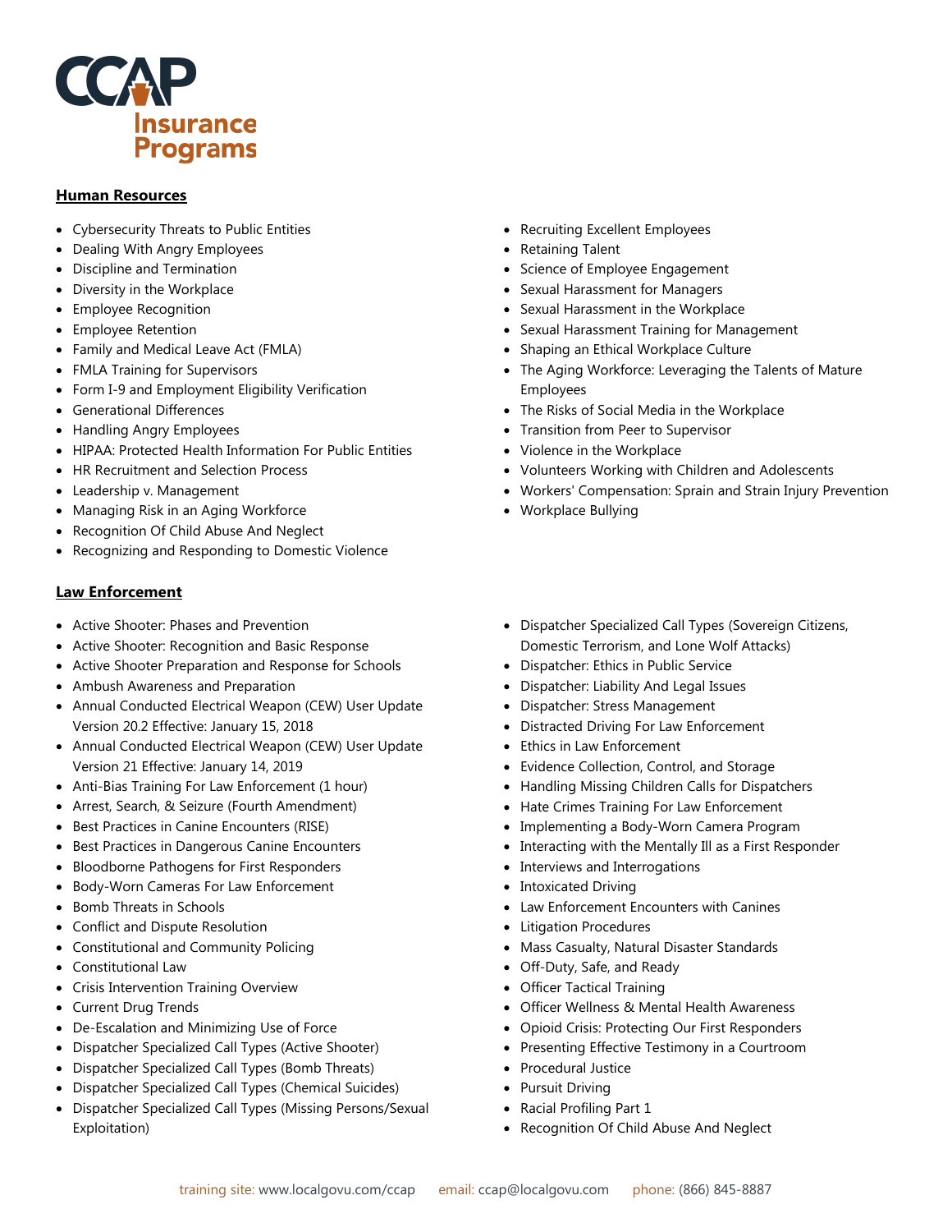## Human Resources

- Cybersecurity Threats to Public Entities
- Dealing With Angry Employees
- Discipline and Termination
- Diversity in the Workplace
- Employee Recognition
- Employee Retention
- Family and Medical Leave Act (FMLA)
- FMLA Training for Supervisors
- Form I-9 and Employment Eligibility Verification
- Generational Differences
- Handling Angry Employees
- HIPAA: Protected Health Information For Public Entities
- HR Recruitment and Selection Process
- Leadership v. Management
- Managing Risk in an Aging Workforce
- Recognition Of Child Abuse And Neglect
- Recognizing and Responding to Domestic Violence
- Recruiting Excellent Employees
- Retaining Talent
- Science of Employee Engagement
- Sexual Harassment for Managers
- Sexual Harassment in the Workplace
- Sexual Harassment Training for Management
- Shaping an Ethical Workplace Culture
- The Aging Workforce: Leveraging the Talents of Mature Employees
- The Risks of Social Media in the Workplace
- Transition from Peer to Supervisor
- Violence in the Workplace
- Volunteers Working with Children and Adolescents
- Workers' Compensation: Sprain and Strain Injury Prevention
- Workplace Bullying

## Law Enforcement

- Active Shooter: Phases and Prevention
- Active Shooter: Recognition and Basic Response
- Active Shooter Preparation and Response for Schools
- Ambush Awareness and Preparation
- Annual Conducted Electrical Weapon (CEW) User Update Version 20.2 Effective: January 15, 2018
- Annual Conducted Electrical Weapon (CEW) User Update Version 21 Effective: January 14, 2019
- Anti-Bias Training For Law Enforcement (1 hour)
- Arrest, Search, & Seizure (Fourth Amendment)
- Best Practices in Canine Encounters (RISE)
- Best Practices in Dangerous Canine Encounters
- Bloodborne Pathogens for First Responders
- Body-Worn Cameras For Law Enforcement
- Bomb Threats in Schools
- Conflict and Dispute Resolution
- Constitutional and Community Policing
- Constitutional Law
- Crisis Intervention Training Overview
- Current Drug Trends
- De-Escalation and Minimizing Use of Force
- Dispatcher Specialized Call Types (Active Shooter)
- Dispatcher Specialized Call Types (Bomb Threats)
- Dispatcher Specialized Call Types (Chemical Suicides)
- Dispatcher Specialized Call Types (Missing Persons/Sexual Exploitation)
- Dispatcher Specialized Call Types (Sovereign Citizens, Domestic Terrorism, and Lone Wolf Attacks)
- Dispatcher: Ethics in Public Service
- Dispatcher: Liability And Legal Issues
- Dispatcher: Stress Management
- Distracted Driving For Law Enforcement
- Ethics in Law Enforcement
- Evidence Collection, Control, and Storage
- Handling Missing Children Calls for Dispatchers
- Hate Crimes Training For Law Enforcement
- Implementing a Body-Worn Camera Program
- Interacting with the Mentally Ill as a First Responder
- Interviews and Interrogations
- Intoxicated Driving
- Law Enforcement Encounters with Canines
- Litigation Procedures
- Mass Casualty, Natural Disaster Standards
- Off-Duty, Safe, and Ready
- Officer Tactical Training
- Officer Wellness & Mental Health Awareness
- Opioid Crisis: Protecting Our First Responders
- Presenting Effective Testimony in a Courtroom
- Procedural Justice
- Pursuit Driving
- Racial Profiling Part 1
- Recognition Of Child Abuse And Neglect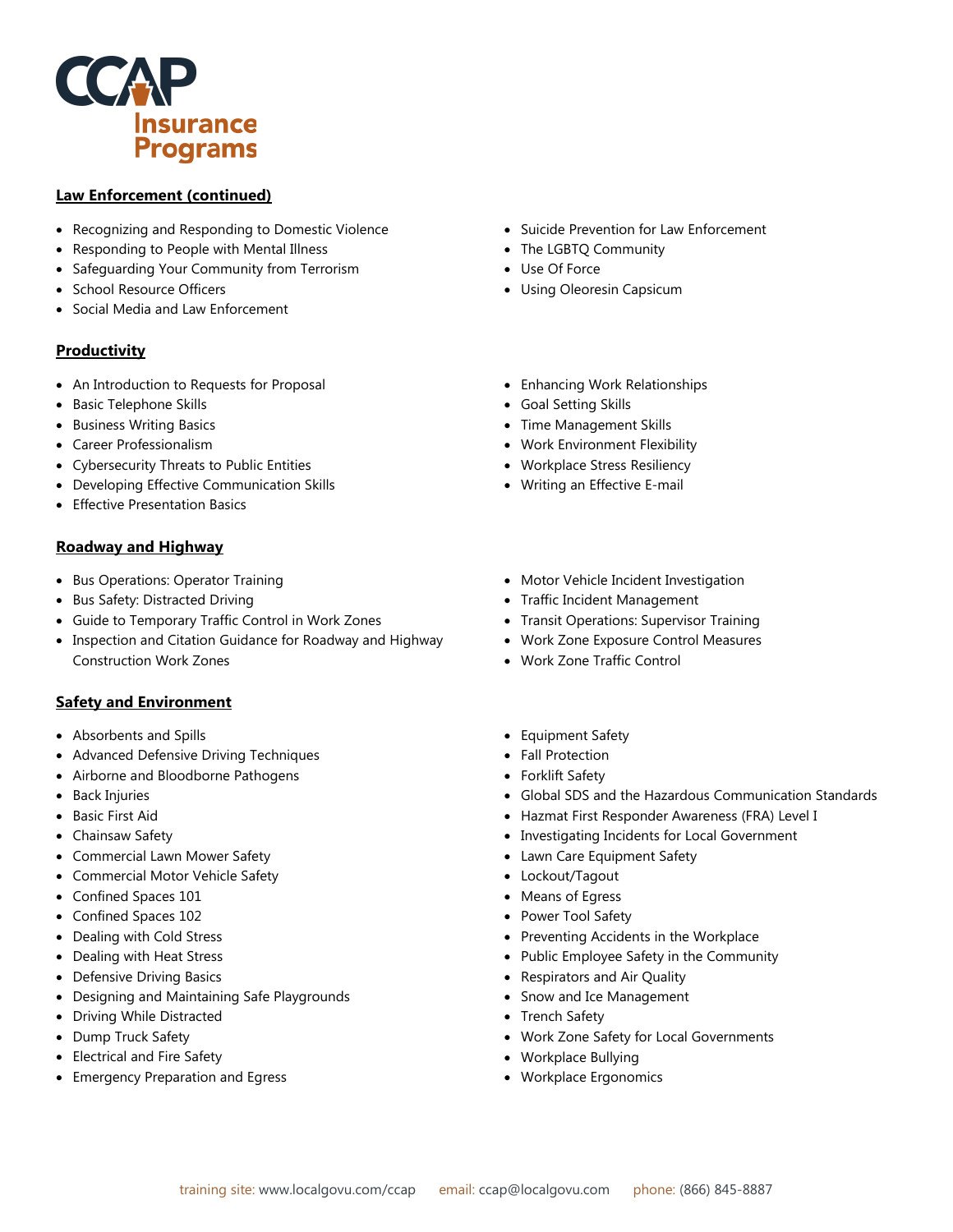## Law Enforcement (continued)

- Recognizing and Responding to Domestic Violence
- Responding to People with Mental Illness
- Safeguarding Your Community from Terrorism
- School Resource Officers
- Social Media and Law Enforcement
- Suicide Prevention for Law Enforcement
- The LGBTQ Community
- Use Of Force
- Using Oleoresin Capsicum

## Productivity

- An Introduction to Requests for Proposal
- Basic Telephone Skills
- Business Writing Basics
- Career Professionalism
- Cybersecurity Threats to Public Entities
- Developing Effective Communication Skills
- Effective Presentation Basics
- Enhancing Work Relationships
- Goal Setting Skills
- Time Management Skills
- Work Environment Flexibility
- Workplace Stress Resiliency
- Writing an Effective E-mail

## Roadway and Highway

- Bus Operations: Operator Training
- Bus Safety: Distracted Driving
- Guide to Temporary Traffic Control in Work Zones
- Inspection and Citation Guidance for Roadway and Highway Construction Work Zones
- Motor Vehicle Incident Investigation
- Traffic Incident Management
- Transit Operations: Supervisor Training
- Work Zone Exposure Control Measures
- Work Zone Traffic Control

## Safety and Environment

- Absorbents and Spills
- Advanced Defensive Driving Techniques
- Airborne and Bloodborne Pathogens
- Back Injuries
- Basic First Aid
- Chainsaw Safety
- Commercial Lawn Mower Safety
- Commercial Motor Vehicle Safety
- Confined Spaces 101
- Confined Spaces 102
- Dealing with Cold Stress
- Dealing with Heat Stress
- Defensive Driving Basics
- Designing and Maintaining Safe Playgrounds
- Driving While Distracted
- Dump Truck Safety
- Electrical and Fire Safety
- Emergency Preparation and Egress
- Equipment Safety
- Fall Protection
- Forklift Safety
- Global SDS and the Hazardous Communication Standards
- Hazmat First Responder Awareness (FRA) Level I
- Investigating Incidents for Local Government
- Lawn Care Equipment Safety
- Lockout/Tagout
- Means of Egress
- Power Tool Safety
- Preventing Accidents in the Workplace
- Public Employee Safety in the Community
- Respirators and Air Quality
- Snow and Ice Management
- Trench Safety
- Work Zone Safety for Local Governments
- Workplace Bullying
- Workplace Ergonomics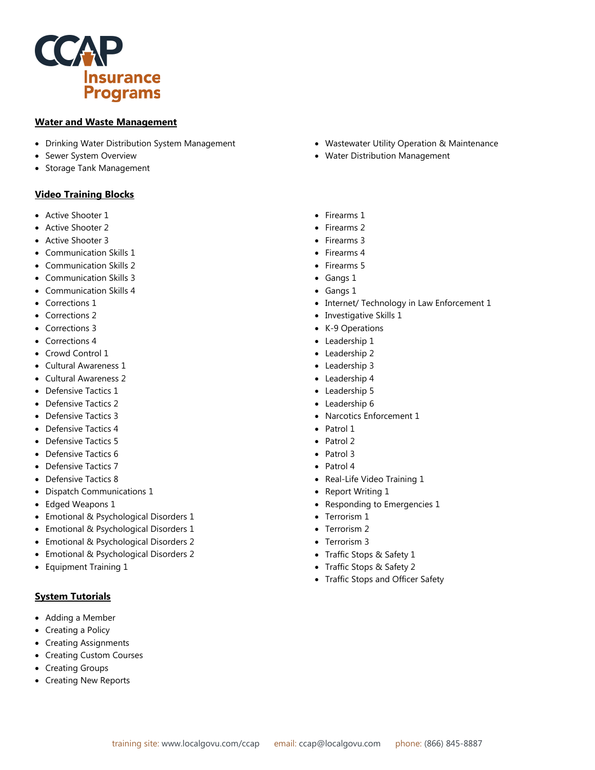## Water and Waste Management

- Drinking Water Distribution System Management
- Sewer System Overview
- Storage Tank Management
- Wastewater Utility Operation & Maintenance
- Water Distribution Management

## Video Training Blocks

- Active Shooter 1
- Active Shooter 2
- Active Shooter 3
- Communication Skills 1
- Communication Skills 2
- Communication Skills 3
- Communication Skills 4
- Corrections 1
- Corrections 2
- Corrections 3
- Corrections 4
- Crowd Control 1
- Cultural Awareness 1
- Cultural Awareness 2
- Defensive Tactics 1
- Defensive Tactics 2
- Defensive Tactics 3
- Defensive Tactics 4
- Defensive Tactics 5
- Defensive Tactics 6
- Defensive Tactics 7
- Defensive Tactics 8
- Dispatch Communications 1
- Edged Weapons 1
- Emotional & Psychological Disorders 1
- Emotional & Psychological Disorders 1
- Emotional & Psychological Disorders 2
- Emotional & Psychological Disorders 2
- Equipment Training 1
- Firearms 1
- Firearms 2
- Firearms 3
- Firearms 4
- Firearms 5
- Gangs 1
- Gangs 1
- Internet/ Technology in Law Enforcement 1
- Investigative Skills 1
- K-9 Operations
- Leadership 1
- Leadership 2
- Leadership 3
- Leadership 4
- Leadership 5
- Leadership 6
- Narcotics Enforcement 1
- Patrol 1
- Patrol 2
- Patrol 3
- Patrol 4
- Real-Life Video Training 1
- Report Writing 1
- Responding to Emergencies 1
- Terrorism 1
- Terrorism 2
- Terrorism 3
- Traffic Stops & Safety 1
- Traffic Stops & Safety 2
- Traffic Stops and Officer Safety

## System Tutorials

- Adding a Member
- Creating a Policy
- Creating Assignments
- Creating Custom Courses
- Creating Groups
- Creating New Reports

training site: www.localgovu.com/ccap email: ccap@localgovu.com phone: (866) 845-8887